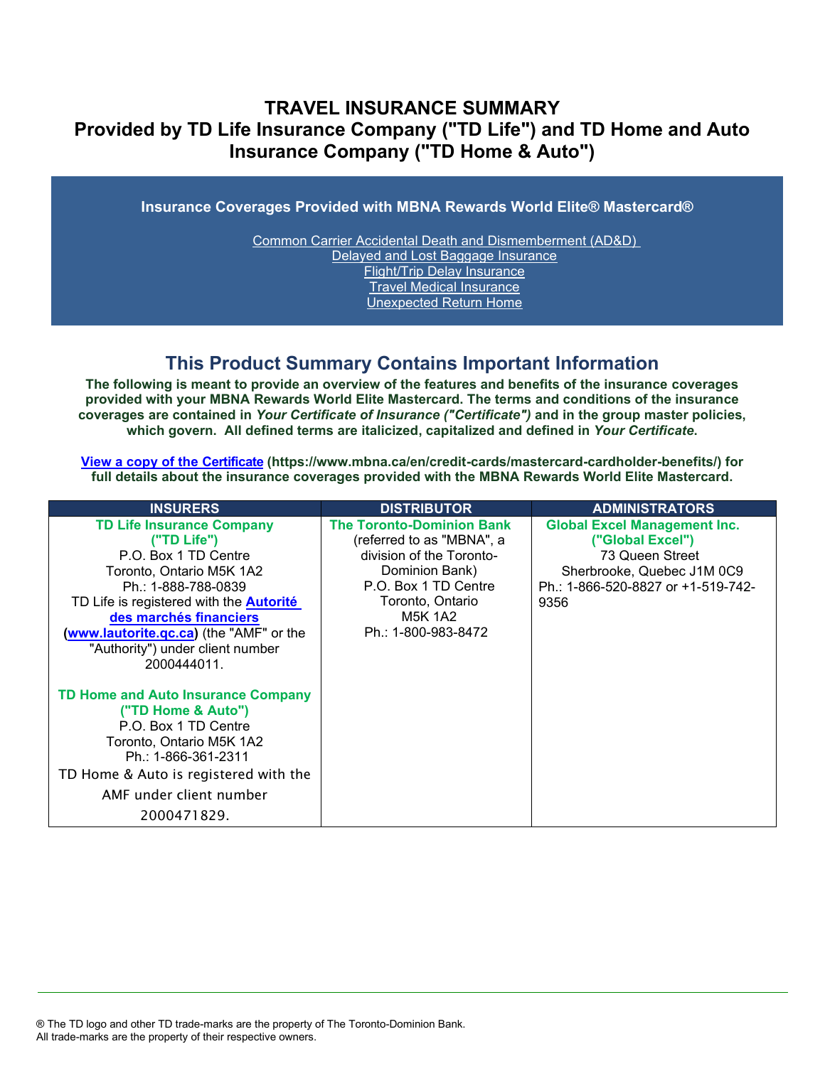# TRAVEL INSURANCE SUMMARY
# Provided by TD Life Insurance Company ("TD Life") and TD Home and Auto Insurance Company ("TD Home & Auto")

**Insurance Coverages Provided with MBNA Rewards World Elite® Mastercard®**

- Common Carrier Accidental Death and Dismemberment (AD&D)
- Delayed and Lost Baggage Insurance
- Flight/Trip Delay Insurance
- Travel Medical Insurance
- Unexpected Return Home

## This Product Summary Contains Important Information

**The following is meant to provide an overview of the features and benefits of the insurance coverages provided with your MBNA Rewards World Elite Mastercard. The terms and conditions of the insurance coverages are contained in *Your Certificate of Insurance ("Certificate")* and in the group master policies, which govern. All defined terms are italicized, capitalized and defined in *Your Certificate*.**

**View a copy of the Certificate (https://www.mbna.ca/en/credit-cards/mastercard-cardholder-benefits/) for full details about the insurance coverages provided with the MBNA Rewards World Elite Mastercard.**

| INSURERS | DISTRIBUTOR | ADMINISTRATORS |
|---|---|---|
| **TD Life Insurance Company ("TD Life")**<br>P.O. Box 1 TD Centre<br>Toronto, Ontario M5K 1A2<br>Ph.: 1-888-788-0839<br>TD Life is registered with the **Autorité des marchés financiers** (**www.lautorite.qc.ca**) (the "AMF" or the "Authority") under client number 2000444011.<br><br>**TD Home and Auto Insurance Company ("TD Home & Auto")**<br>P.O. Box 1 TD Centre<br>Toronto, Ontario M5K 1A2<br>Ph.: 1-866-361-2311<br>TD Home & Auto is registered with the AMF under client number 2000471829. | **The Toronto-Dominion Bank**<br>(referred to as "MBNA", a division of the Toronto-Dominion Bank)<br>P.O. Box 1 TD Centre<br>Toronto, Ontario<br>M5K 1A2<br>Ph.: 1-800-983-8472 | **Global Excel Management Inc. ("Global Excel")**<br>73 Queen Street<br>Sherbrooke, Quebec J1M 0C9<br>Ph.: 1-866-520-8827 or +1-519-742-9356 |

® The TD logo and other TD trade-marks are the property of The Toronto-Dominion Bank.
All trade-marks are the property of their respective owners.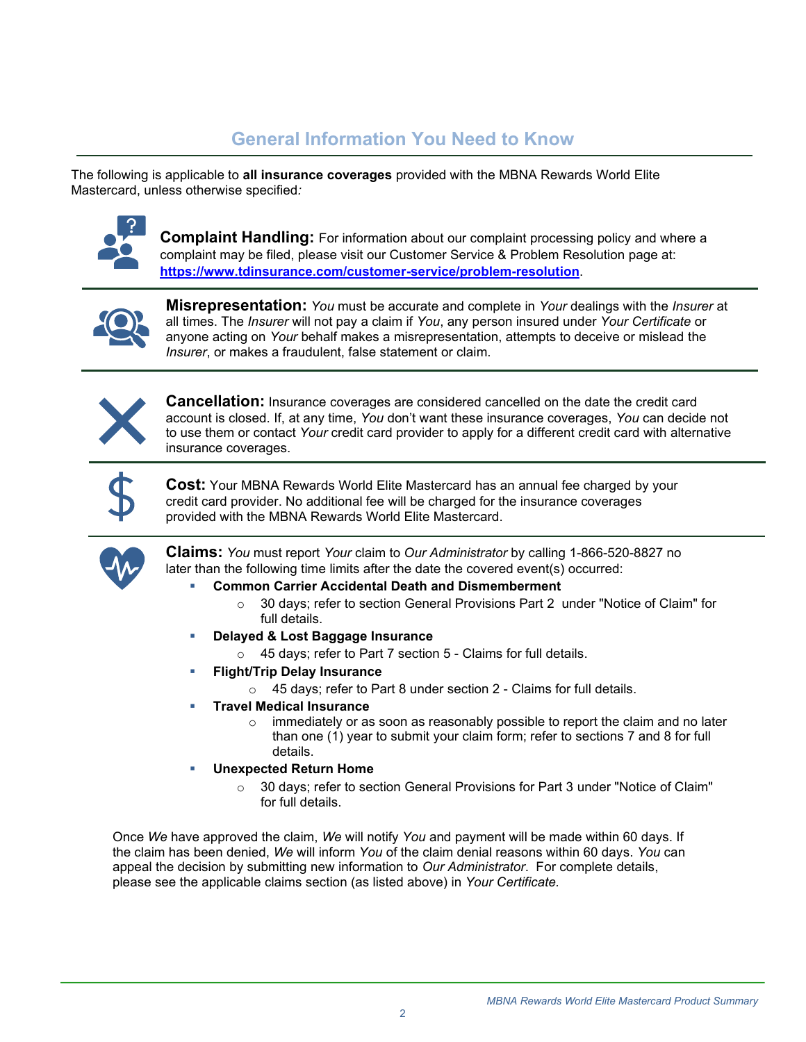## General Information You Need to Know

The following is applicable to **all insurance coverages** provided with the MBNA Rewards World Elite Mastercard, unless otherwise specified*:*

**Complaint Handling:** For information about our complaint processing policy and where a complaint may be filed, please visit our Customer Service & Problem Resolution page at: **https://www.tdinsurance.com/customer-service/problem-resolution**.

**Misrepresentation:** *You* must be accurate and complete in *Your* dealings with the *Insurer* at all times. The *Insurer* will not pay a claim if *You*, any person insured under *Your Certificate* or anyone acting on *Your* behalf makes a misrepresentation, attempts to deceive or mislead the *Insurer*, or makes a fraudulent, false statement or claim.

**Cancellation:** Insurance coverages are considered cancelled on the date the credit card account is closed. If, at any time, *You* don't want these insurance coverages, *You* can decide not to use them or contact *Your* credit card provider to apply for a different credit card with alternative insurance coverages.

**Cost:** Your MBNA Rewards World Elite Mastercard has an annual fee charged by your credit card provider. No additional fee will be charged for the insurance coverages provided with the MBNA Rewards World Elite Mastercard.

**Claims:** *You* must report *Your* claim to *Our Administrator* by calling 1-866-520-8827 no later than the following time limits after the date the covered event(s) occurred:

- **Common Carrier Accidental Death and Dismemberment**
  - 30 days; refer to section General Provisions Part 2 under "Notice of Claim" for full details.
- **Delayed & Lost Baggage Insurance**
  - 45 days; refer to Part 7 section 5 - Claims for full details.
- **Flight/Trip Delay Insurance**
  - 45 days; refer to Part 8 under section 2 - Claims for full details.
- **Travel Medical Insurance**
  - immediately or as soon as reasonably possible to report the claim and no later than one (1) year to submit your claim form; refer to sections 7 and 8 for full details.
- **Unexpected Return Home**
  - 30 days; refer to section General Provisions for Part 3 under "Notice of Claim" for full details.

Once *We* have approved the claim, *We* will notify *You* and payment will be made within 60 days. If the claim has been denied, *We* will inform *You* of the claim denial reasons within 60 days. *You* can appeal the decision by submitting new information to *Our Administrator*. For complete details, please see the applicable claims section (as listed above) in *Your Certificate*.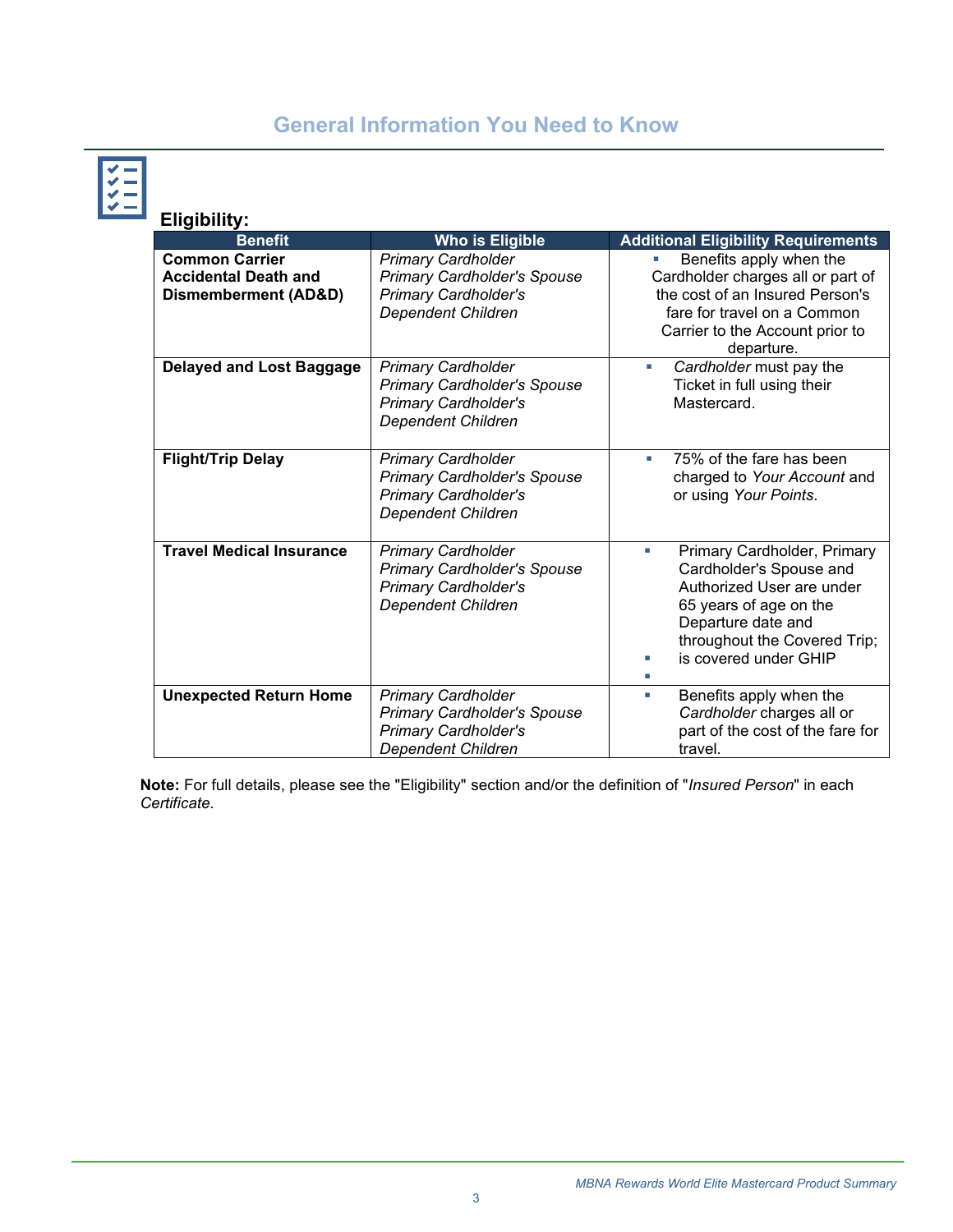# General Information You Need to Know

## Eligibility:

| Benefit | Who is Eligible | Additional Eligibility Requirements |
|---|---|---|
| **Common Carrier Accidental Death and Dismemberment (AD&D)** | *Primary Cardholder*<br>*Primary Cardholder's Spouse*<br>*Primary Cardholder's Dependent Children* | ▪ Benefits apply when the Cardholder charges all or part of the cost of an Insured Person's fare for travel on a Common Carrier to the Account prior to departure. |
| **Delayed and Lost Baggage** | *Primary Cardholder*<br>*Primary Cardholder's Spouse*<br>*Primary Cardholder's Dependent Children* | ▪ *Cardholder* must pay the Ticket in full using their Mastercard. |
| **Flight/Trip Delay** | *Primary Cardholder*<br>*Primary Cardholder's Spouse*<br>*Primary Cardholder's Dependent Children* | ▪ 75% of the fare has been charged to *Your Account* and or using *Your Points*. |
| **Travel Medical Insurance** | *Primary Cardholder*<br>*Primary Cardholder's Spouse*<br>*Primary Cardholder's Dependent Children* | ▪ Primary Cardholder, Primary Cardholder's Spouse and Authorized User are under 65 years of age on the Departure date and throughout the Covered Trip;<br>▪ is covered under GHIP<br>▪ |
| **Unexpected Return Home** | *Primary Cardholder*<br>*Primary Cardholder's Spouse*<br>*Primary Cardholder's Dependent Children* | ▪ Benefits apply when the *Cardholder* charges all or part of the cost of the fare for travel. |

**Note:** For full details, please see the "Eligibility" section and/or the definition of "*Insured Person*" in each *Certificate*.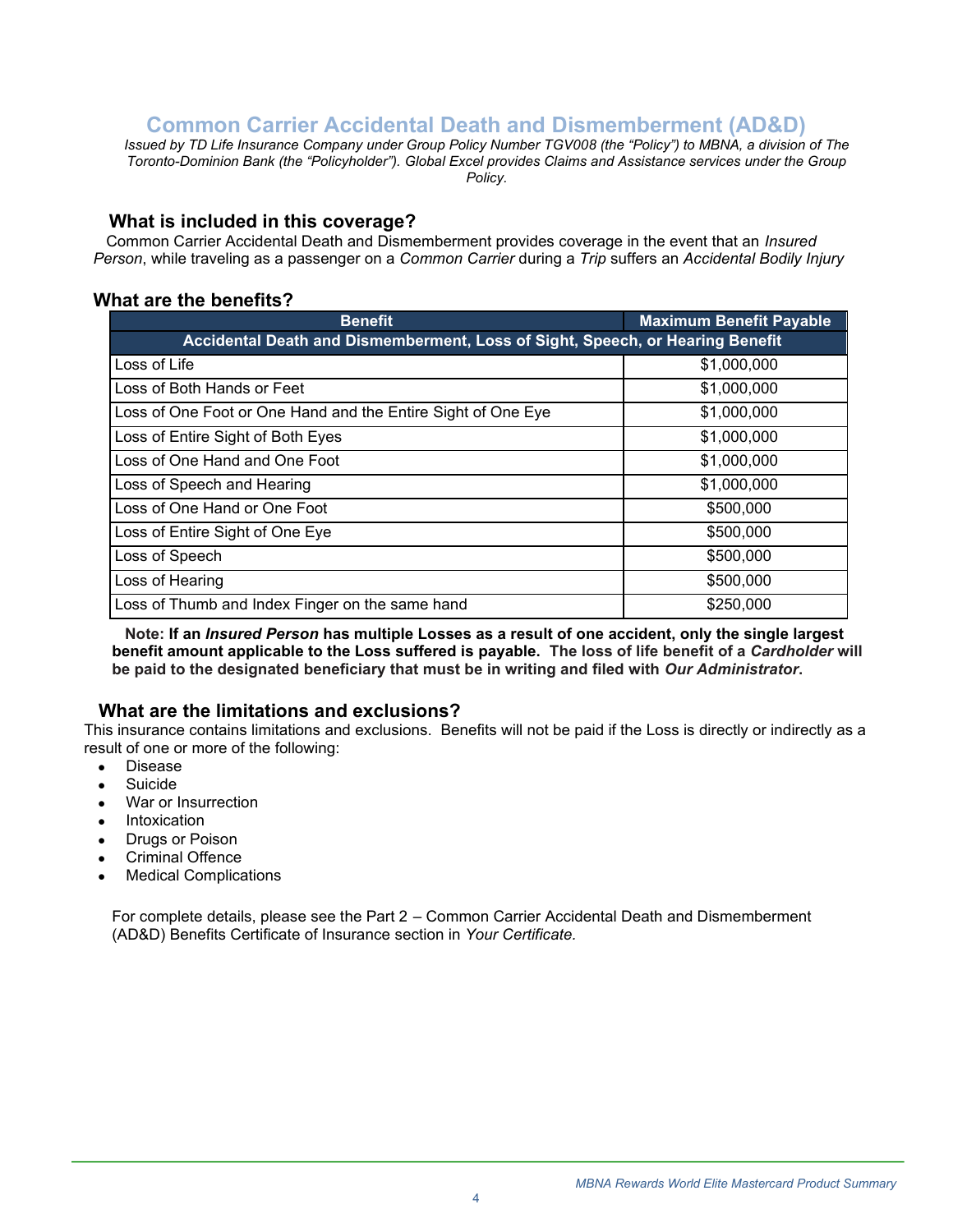# Common Carrier Accidental Death and Dismemberment (AD&D)

*Issued by TD Life Insurance Company under Group Policy Number TGV008 (the "Policy") to MBNA, a division of The Toronto-Dominion Bank (the "Policyholder"). Global Excel provides Claims and Assistance services under the Group Policy.*

## What is included in this coverage?

Common Carrier Accidental Death and Dismemberment provides coverage in the event that an *Insured Person*, while traveling as a passenger on a *Common Carrier* during a *Trip* suffers an *Accidental Bodily Injury*

## What are the benefits?

| Benefit | Maximum Benefit Payable |
|---|---|
| **Accidental Death and Dismemberment, Loss of Sight, Speech, or Hearing Benefit** | |
| Loss of Life | $1,000,000 |
| Loss of Both Hands or Feet | $1,000,000 |
| Loss of One Foot or One Hand and the Entire Sight of One Eye | $1,000,000 |
| Loss of Entire Sight of Both Eyes | $1,000,000 |
| Loss of One Hand and One Foot | $1,000,000 |
| Loss of Speech and Hearing | $1,000,000 |
| Loss of One Hand or One Foot | $500,000 |
| Loss of Entire Sight of One Eye | $500,000 |
| Loss of Speech | $500,000 |
| Loss of Hearing | $500,000 |
| Loss of Thumb and Index Finger on the same hand | $250,000 |

**Note: If an *Insured Person* has multiple Losses as a result of one accident, only the single largest benefit amount applicable to the Loss suffered is payable. The loss of life benefit of a *Cardholder* will be paid to the designated beneficiary that must be in writing and filed with *Our Administrator*.**

## What are the limitations and exclusions?

This insurance contains limitations and exclusions. Benefits will not be paid if the Loss is directly or indirectly as a result of one or more of the following:

- Disease
- Suicide
- War or Insurrection
- Intoxication
- Drugs or Poison
- Criminal Offence
- Medical Complications

For complete details, please see the Part 2 – Common Carrier Accidental Death and Dismemberment (AD&D) Benefits Certificate of Insurance section in *Your Certificate.*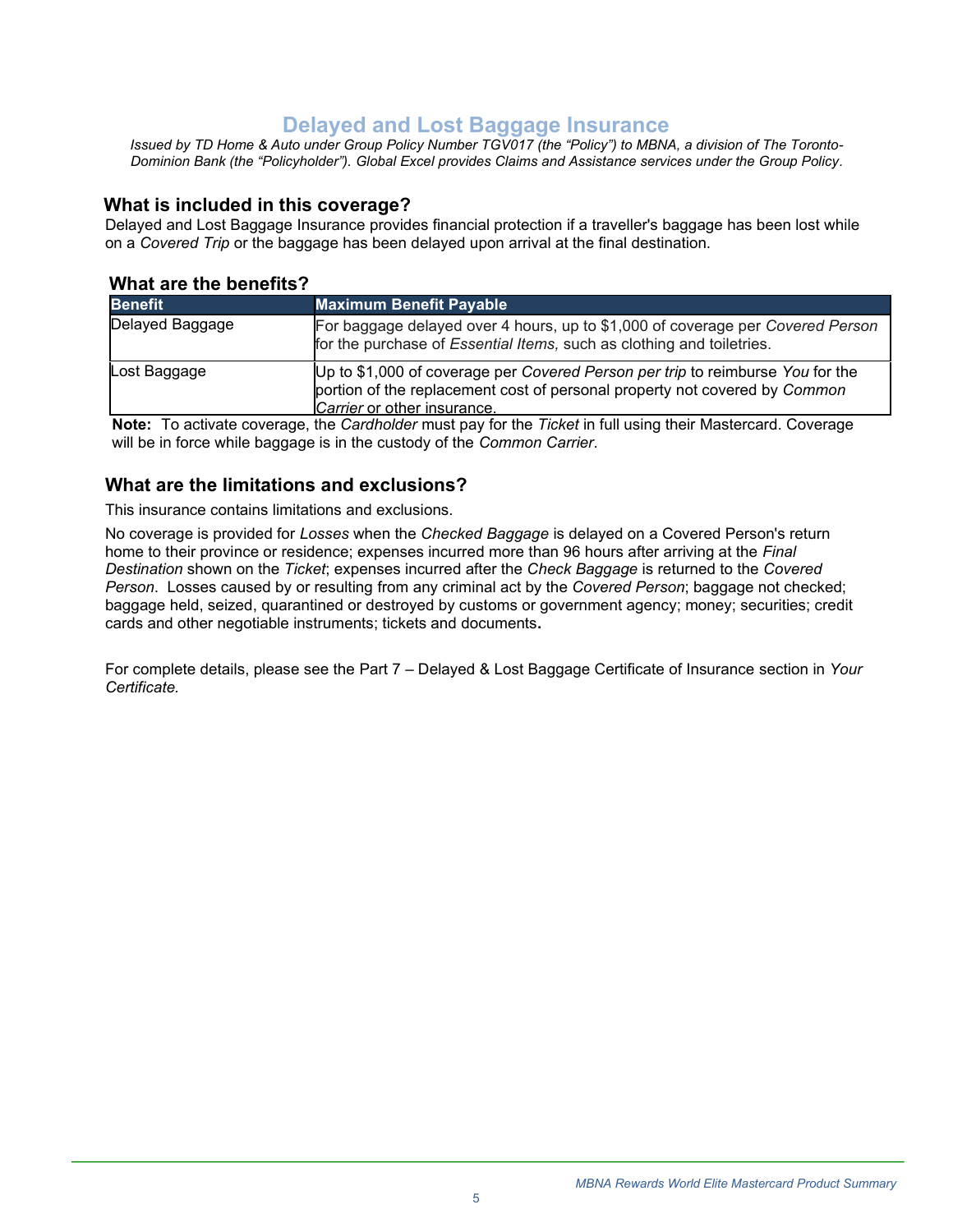# Delayed and Lost Baggage Insurance

*Issued by TD Home & Auto under Group Policy Number TGV017 (the "Policy") to MBNA, a division of The Toronto-Dominion Bank (the "Policyholder"). Global Excel provides Claims and Assistance services under the Group Policy.*

## What is included in this coverage?

Delayed and Lost Baggage Insurance provides financial protection if a traveller's baggage has been lost while on a *Covered Trip* or the baggage has been delayed upon arrival at the final destination.

## What are the benefits?

| Benefit | Maximum Benefit Payable |
|---|---|
| Delayed Baggage | For baggage delayed over 4 hours, up to $1,000 of coverage per *Covered Person* for the purchase of *Essential Items,* such as clothing and toiletries. |
| Lost Baggage | Up to $1,000 of coverage per *Covered Person per trip* to reimburse *You* for the portion of the replacement cost of personal property not covered by *Common Carrier* or other insurance. |

**Note:** To activate coverage, the *Cardholder* must pay for the *Ticket* in full using their Mastercard. Coverage will be in force while baggage is in the custody of the *Common Carrier*.

## What are the limitations and exclusions?

This insurance contains limitations and exclusions.

No coverage is provided for *Losses* when the *Checked Baggage* is delayed on a Covered Person's return home to their province or residence; expenses incurred more than 96 hours after arriving at the *Final Destination* shown on the *Ticket*; expenses incurred after the *Check Baggage* is returned to the *Covered Person*. Losses caused by or resulting from any criminal act by the *Covered Person*; baggage not checked; baggage held, seized, quarantined or destroyed by customs or government agency; money; securities; credit cards and other negotiable instruments; tickets and documents**.**

For complete details, please see the Part 7 – Delayed & Lost Baggage Certificate of Insurance section in *Your Certificate.*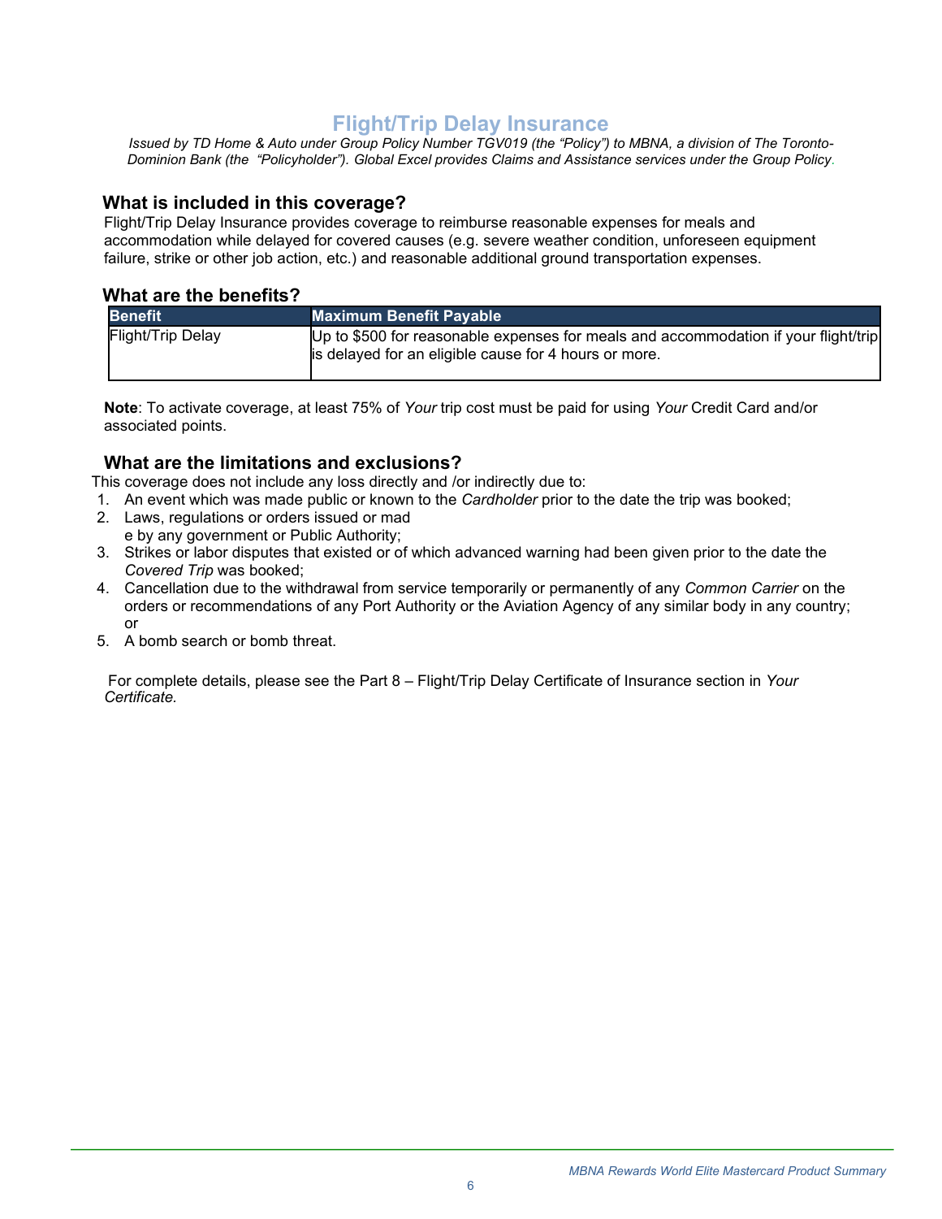# Flight/Trip Delay Insurance

*Issued by TD Home & Auto under Group Policy Number TGV019 (the "Policy") to MBNA, a division of The Toronto-Dominion Bank (the "Policyholder"). Global Excel provides Claims and Assistance services under the Group Policy.*

## What is included in this coverage?

Flight/Trip Delay Insurance provides coverage to reimburse reasonable expenses for meals and accommodation while delayed for covered causes (e.g. severe weather condition, unforeseen equipment failure, strike or other job action, etc.) and reasonable additional ground transportation expenses.

## What are the benefits?

| Benefit | Maximum Benefit Payable |
|---|---|
| Flight/Trip Delay | Up to $500 for reasonable expenses for meals and accommodation if your flight/trip is delayed for an eligible cause for 4 hours or more. |

**Note**: To activate coverage, at least 75% of *Your* trip cost must be paid for using *Your* Credit Card and/or associated points.

## What are the limitations and exclusions?

This coverage does not include any loss directly and /or indirectly due to:

1. An event which was made public or known to the *Cardholder* prior to the date the trip was booked;
2. Laws, regulations or orders issued or mad
   e by any government or Public Authority;
3. Strikes or labor disputes that existed or of which advanced warning had been given prior to the date the *Covered Trip* was booked;
4. Cancellation due to the withdrawal from service temporarily or permanently of any *Common Carrier* on the orders or recommendations of any Port Authority or the Aviation Agency of any similar body in any country; or
5. A bomb search or bomb threat.

For complete details, please see the Part 8 – Flight/Trip Delay Certificate of Insurance section in *Your Certificate.*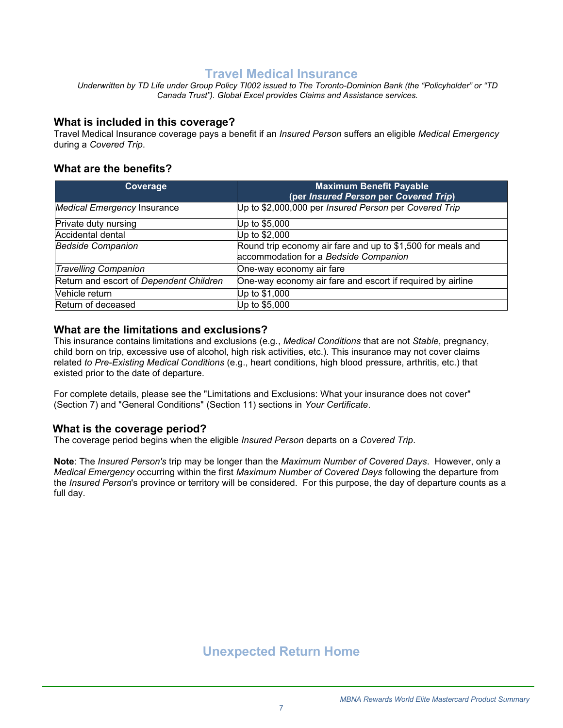# Travel Medical Insurance

*Underwritten by TD Life under Group Policy TI002 issued to The Toronto-Dominion Bank (the "Policyholder" or "TD Canada Trust"). Global Excel provides Claims and Assistance services.*

## What is included in this coverage?

Travel Medical Insurance coverage pays a benefit if an *Insured Person* suffers an eligible *Medical Emergency* during a *Covered Trip*.

## What are the benefits?

| Coverage | Maximum Benefit Payable (per *Insured Person* per *Covered Trip*) |
|---|---|
| *Medical Emergency* Insurance | Up to $2,000,000 per *Insured Person* per *Covered Trip* |
| Private duty nursing | Up to $5,000 |
| Accidental dental | Up to $2,000 |
| *Bedside Companion* | Round trip economy air fare and up to $1,500 for meals and accommodation for a *Bedside Companion* |
| *Travelling Companion* | One-way economy air fare |
| Return and escort of *Dependent Children* | One-way economy air fare and escort if required by airline |
| Vehicle return | Up to $1,000 |
| Return of deceased | Up to $5,000 |

## What are the limitations and exclusions?

This insurance contains limitations and exclusions (e.g., *Medical Conditions* that are not *Stable*, pregnancy, child born on trip, excessive use of alcohol, high risk activities, etc.). This insurance may not cover claims related *to Pre-Existing Medical Conditions* (e.g., heart conditions, high blood pressure, arthritis, etc.) that existed prior to the date of departure.

For complete details, please see the "Limitations and Exclusions: What your insurance does not cover" (Section 7) and "General Conditions" (Section 11) sections in *Your Certificate*.

## What is the coverage period?

The coverage period begins when the eligible *Insured Person* departs on a *Covered Trip*.

**Note**: The *Insured Person's* trip may be longer than the *Maximum Number of Covered Days*. However, only a *Medical Emergency* occurring within the first *Maximum Number of Covered Days* following the departure from the *Insured Person*'s province or territory will be considered. For this purpose, the day of departure counts as a full day.

# Unexpected Return Home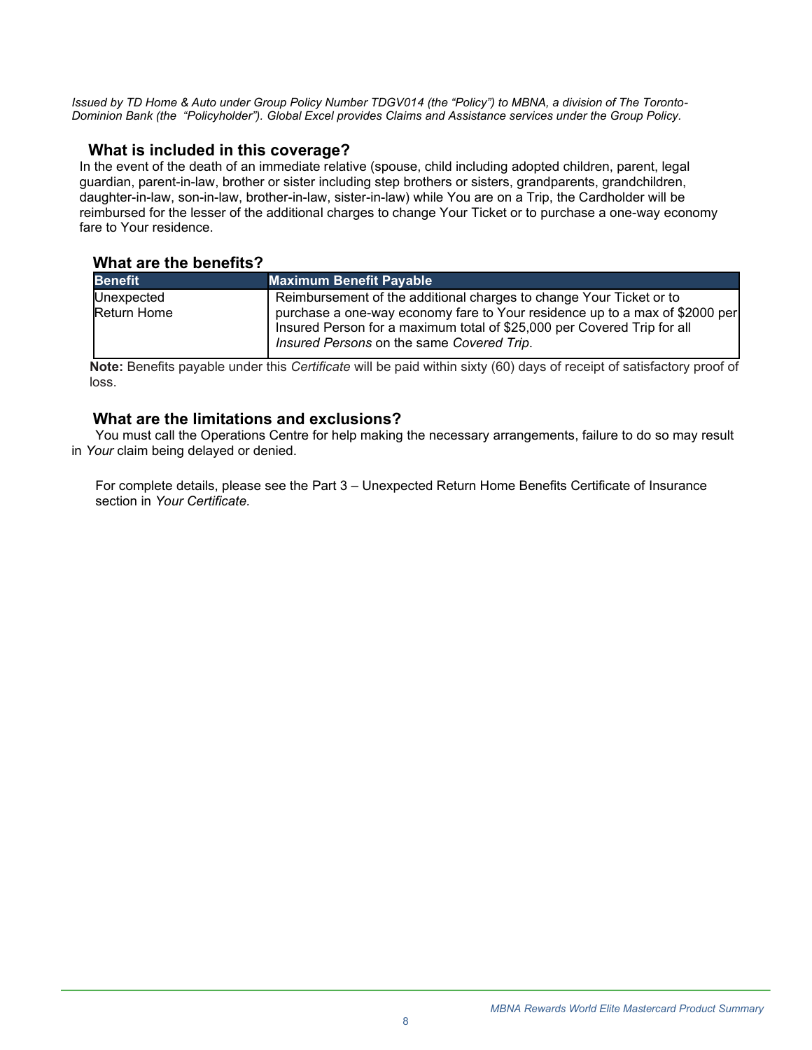*Issued by TD Home & Auto under Group Policy Number TDGV014 (the "Policy") to MBNA, a division of The Toronto-Dominion Bank (the "Policyholder"). Global Excel provides Claims and Assistance services under the Group Policy.*

## What is included in this coverage?

In the event of the death of an immediate relative (spouse, child including adopted children, parent, legal guardian, parent-in-law, brother or sister including step brothers or sisters, grandparents, grandchildren, daughter-in-law, son-in-law, brother-in-law, sister-in-law) while You are on a Trip, the Cardholder will be reimbursed for the lesser of the additional charges to change Your Ticket or to purchase a one-way economy fare to Your residence.

## What are the benefits?

| Benefit | Maximum Benefit Payable |
|---|---|
| Unexpected Return Home | Reimbursement of the additional charges to change Your Ticket or to purchase a one-way economy fare to Your residence up to a max of $2000 per Insured Person for a maximum total of $25,000 per Covered Trip for all *Insured Persons* on the same *Covered Trip*. |

**Note:** Benefits payable under this *Certificate* will be paid within sixty (60) days of receipt of satisfactory proof of loss.

## What are the limitations and exclusions?

You must call the Operations Centre for help making the necessary arrangements, failure to do so may result in *Your* claim being delayed or denied.

For complete details, please see the Part 3 – Unexpected Return Home Benefits Certificate of Insurance section in *Your Certificate.*